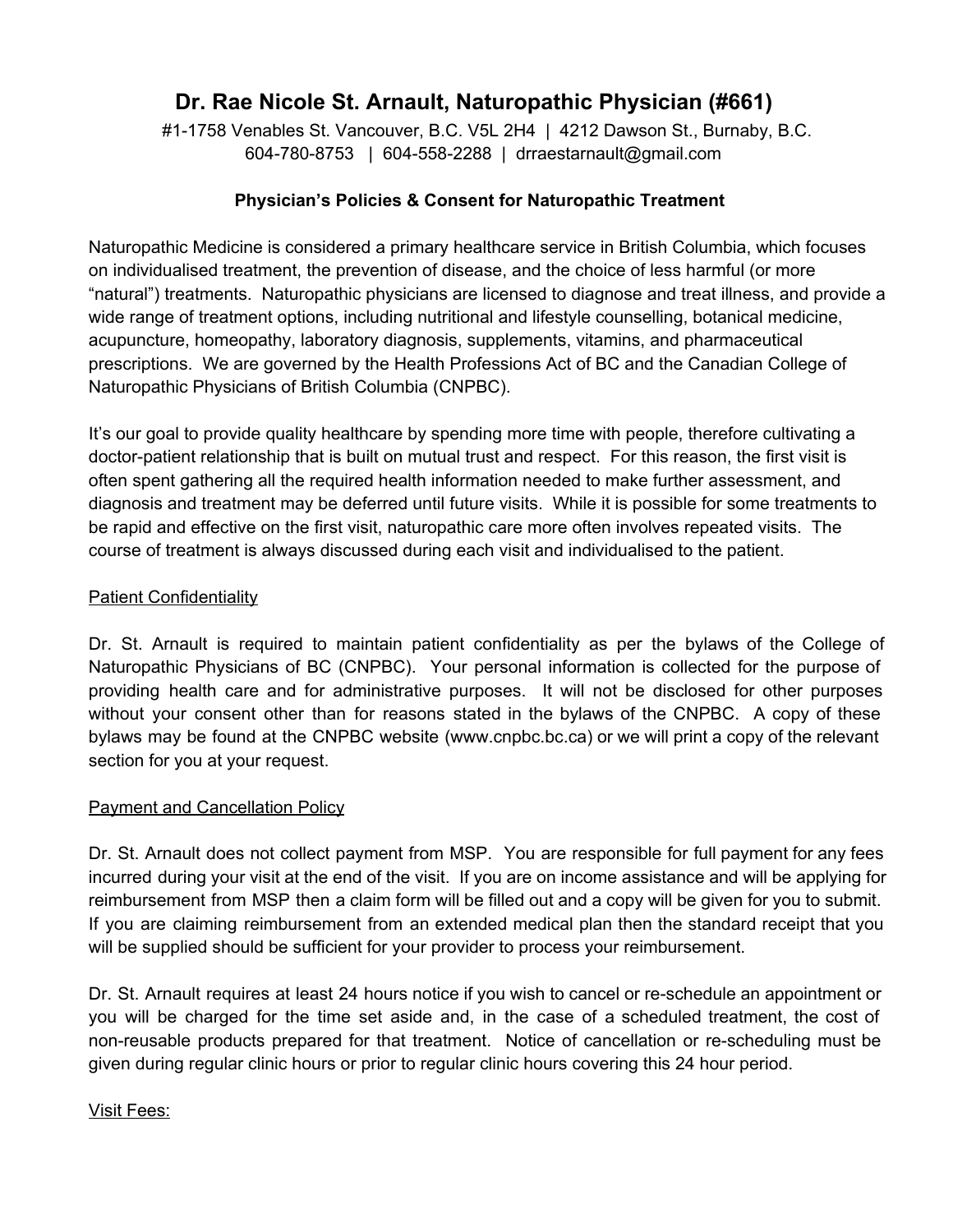# Dr. Rae Nicole St. Arnault, Naturopathic Physician (#661)

#1-1758 Venables St. Vancouver, B.C. V5L 2H4 | 4212 Dawson St., Burnaby, B.C.
604-780-8753 | 604-558-2288 | drraestarnault@gmail.com

### Physician's Policies & Consent for Naturopathic Treatment

Naturopathic Medicine is considered a primary healthcare service in British Columbia, which focuses on individualised treatment, the prevention of disease, and the choice of less harmful (or more "natural") treatments. Naturopathic physicians are licensed to diagnose and treat illness, and provide a wide range of treatment options, including nutritional and lifestyle counselling, botanical medicine, acupuncture, homeopathy, laboratory diagnosis, supplements, vitamins, and pharmaceutical prescriptions. We are governed by the Health Professions Act of BC and the Canadian College of Naturopathic Physicians of British Columbia (CNPBC).

It's our goal to provide quality healthcare by spending more time with people, therefore cultivating a doctor-patient relationship that is built on mutual trust and respect. For this reason, the first visit is often spent gathering all the required health information needed to make further assessment, and diagnosis and treatment may be deferred until future visits. While it is possible for some treatments to be rapid and effective on the first visit, naturopathic care more often involves repeated visits. The course of treatment is always discussed during each visit and individualised to the patient.

<u>Patient Confidentiality</u>

Dr. St. Arnault is required to maintain patient confidentiality as per the bylaws of the College of Naturopathic Physicians of BC (CNPBC). Your personal information is collected for the purpose of providing health care and for administrative purposes. It will not be disclosed for other purposes without your consent other than for reasons stated in the bylaws of the CNPBC. A copy of these bylaws may be found at the CNPBC website (www.cnpbc.bc.ca) or we will print a copy of the relevant section for you at your request.

<u>Payment and Cancellation Policy</u>

Dr. St. Arnault does not collect payment from MSP. You are responsible for full payment for any fees incurred during your visit at the end of the visit. If you are on income assistance and will be applying for reimbursement from MSP then a claim form will be filled out and a copy will be given for you to submit. If you are claiming reimbursement from an extended medical plan then the standard receipt that you will be supplied should be sufficient for your provider to process your reimbursement.

Dr. St. Arnault requires at least 24 hours notice if you wish to cancel or re-schedule an appointment or you will be charged for the time set aside and, in the case of a scheduled treatment, the cost of non-reusable products prepared for that treatment. Notice of cancellation or re-scheduling must be given during regular clinic hours or prior to regular clinic hours covering this 24 hour period.

<u>Visit Fees:</u>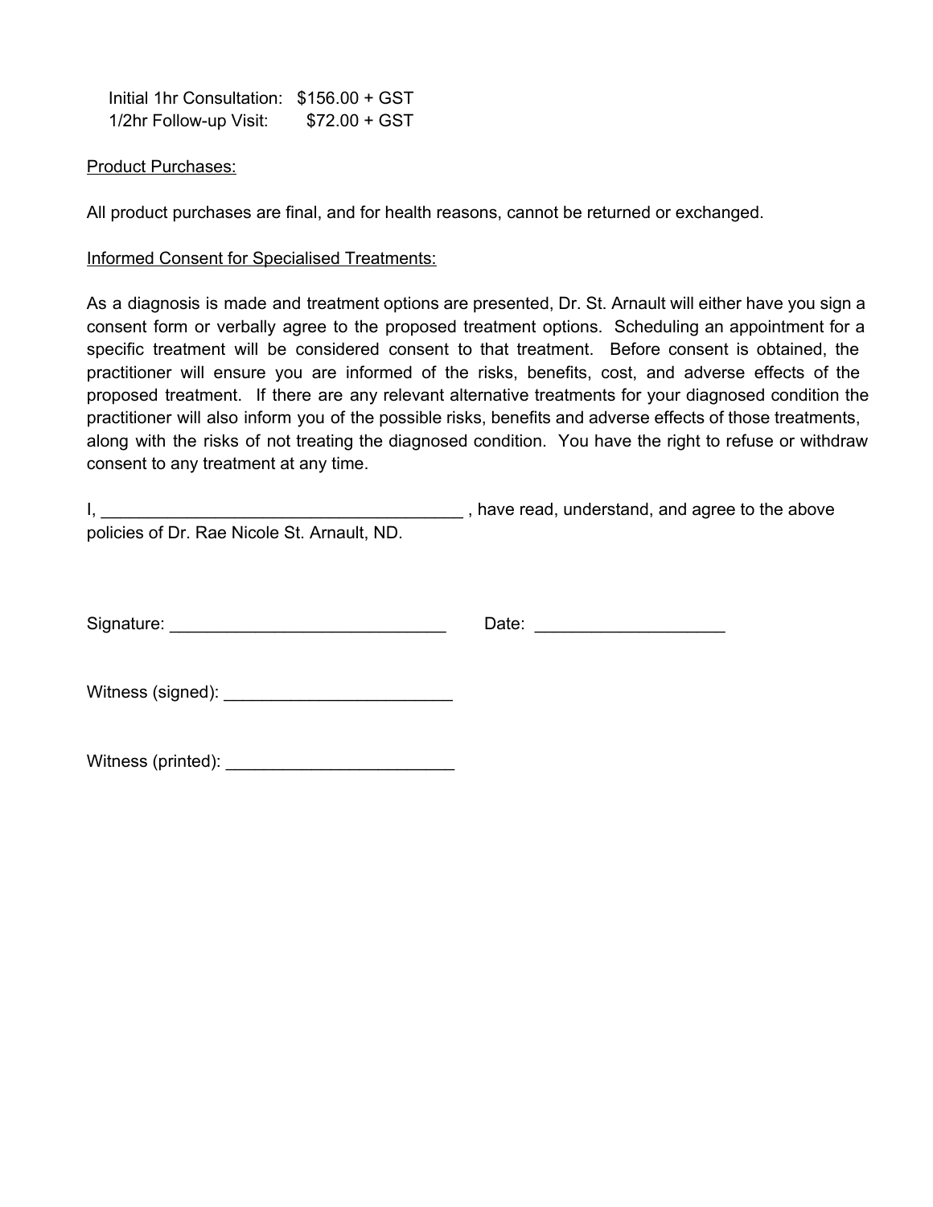Initial 1hr Consultation: $156.00 + GST
1/2hr Follow-up Visit: $72.00 + GST

Product Purchases:

All product purchases are final, and for health reasons, cannot be returned or exchanged.

Informed Consent for Specialised Treatments:

As a diagnosis is made and treatment options are presented, Dr. St. Arnault will either have you sign a consent form or verbally agree to the proposed treatment options. Scheduling an appointment for a specific treatment will be considered consent to that treatment. Before consent is obtained, the practitioner will ensure you are informed of the risks, benefits, cost, and adverse effects of the proposed treatment. If there are any relevant alternative treatments for your diagnosed condition the practitioner will also inform you of the possible risks, benefits and adverse effects of those treatments, along with the risks of not treating the diagnosed condition. You have the right to refuse or withdraw consent to any treatment at any time.

I, ______________________________________ , have read, understand, and agree to the above policies of Dr. Rae Nicole St. Arnault, ND.

Signature: _____________________________ Date: ____________________

Witness (signed): ________________________

Witness (printed): ________________________